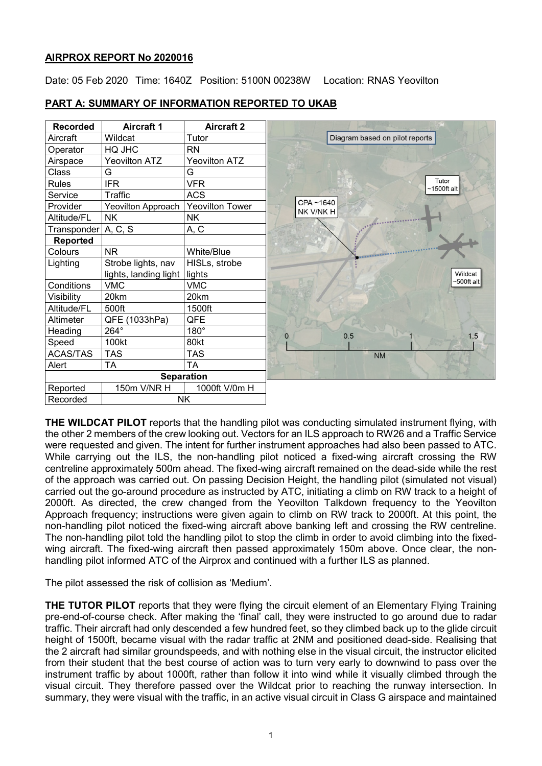**AIRPROX REPORT No 2020016**

Date: 05 Feb 2020 Time: 1640Z Position: 5100N 00238W Location: RNAS Yeovilton

## PART A: SUMMARY OF INFORMATION REPORTED TO UKAB

| Recorded | Aircraft 1 | Aircraft 2 |
|---|---|---|
| Aircraft | Wildcat | Tutor |
| Operator | HQ JHC | RN |
| Airspace | Yeovilton ATZ | Yeovilton ATZ |
| Class | G | G |
| Rules | IFR | VFR |
| Service | Traffic | ACS |
| Provider | Yeovilton Approach | Yeovilton Tower |
| Altitude/FL | NK | NK |
| Transponder | A, C, S | A, C |
| **Reported** | | |
| Colours | NR | White/Blue |
| Lighting | Strobe lights, nav lights, landing light | HISLs, strobe lights |
| Conditions | VMC | VMC |
| Visibility | 20km | 20km |
| Altitude/FL | 500ft | 1500ft |
| Altimeter | QFE (1033hPa) | QFE |
| Heading | 264° | 180° |
| Speed | 100kt | 80kt |
| ACAS/TAS | TAS | TAS |
| Alert | TA | TA |
| **Separation** | | |
| Reported | 150m V/NR H | 1000ft V/0m H |
| Recorded | NK | |

Diagram based on pilot reports

**THE WILDCAT PILOT** reports that the handling pilot was conducting simulated instrument flying, with the other 2 members of the crew looking out. Vectors for an ILS approach to RW26 and a Traffic Service were requested and given. The intent for further instrument approaches had also been passed to ATC. While carrying out the ILS, the non-handling pilot noticed a fixed-wing aircraft crossing the RW centreline approximately 500m ahead. The fixed-wing aircraft remained on the dead-side while the rest of the approach was carried out. On passing Decision Height, the handling pilot (simulated not visual) carried out the go-around procedure as instructed by ATC, initiating a climb on RW track to a height of 2000ft. As directed, the crew changed from the Yeovilton Talkdown frequency to the Yeovilton Approach frequency; instructions were given again to climb on RW track to 2000ft. At this point, the non-handling pilot noticed the fixed-wing aircraft above banking left and crossing the RW centreline. The non-handling pilot told the handling pilot to stop the climb in order to avoid climbing into the fixed-wing aircraft. The fixed-wing aircraft then passed approximately 150m above. Once clear, the non-handling pilot informed ATC of the Airprox and continued with a further ILS as planned.

The pilot assessed the risk of collision as 'Medium'.

**THE TUTOR PILOT** reports that they were flying the circuit element of an Elementary Flying Training pre-end-of-course check. After making the 'final' call, they were instructed to go around due to radar traffic. Their aircraft had only descended a few hundred feet, so they climbed back up to the glide circuit height of 1500ft, became visual with the radar traffic at 2NM and positioned dead-side. Realising that the 2 aircraft had similar groundspeeds, and with nothing else in the visual circuit, the instructor elicited from their student that the best course of action was to turn very early to downwind to pass over the instrument traffic by about 1000ft, rather than follow it into wind while it visually climbed through the visual circuit. They therefore passed over the Wildcat prior to reaching the runway intersection. In summary, they were visual with the traffic, in an active visual circuit in Class G airspace and maintained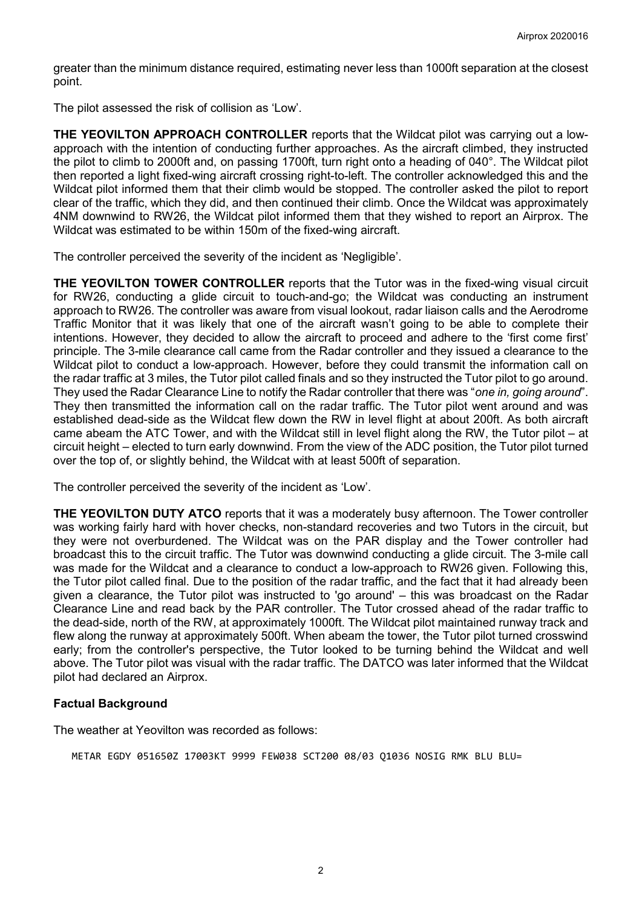greater than the minimum distance required, estimating never less than 1000ft separation at the closest point.

The pilot assessed the risk of collision as 'Low'.

**THE YEOVILTON APPROACH CONTROLLER** reports that the Wildcat pilot was carrying out a low-approach with the intention of conducting further approaches. As the aircraft climbed, they instructed the pilot to climb to 2000ft and, on passing 1700ft, turn right onto a heading of 040°. The Wildcat pilot then reported a light fixed-wing aircraft crossing right-to-left. The controller acknowledged this and the Wildcat pilot informed them that their climb would be stopped. The controller asked the pilot to report clear of the traffic, which they did, and then continued their climb. Once the Wildcat was approximately 4NM downwind to RW26, the Wildcat pilot informed them that they wished to report an Airprox. The Wildcat was estimated to be within 150m of the fixed-wing aircraft.

The controller perceived the severity of the incident as 'Negligible'.

**THE YEOVILTON TOWER CONTROLLER** reports that the Tutor was in the fixed-wing visual circuit for RW26, conducting a glide circuit to touch-and-go; the Wildcat was conducting an instrument approach to RW26. The controller was aware from visual lookout, radar liaison calls and the Aerodrome Traffic Monitor that it was likely that one of the aircraft wasn't going to be able to complete their intentions. However, they decided to allow the aircraft to proceed and adhere to the 'first come first' principle. The 3-mile clearance call came from the Radar controller and they issued a clearance to the Wildcat pilot to conduct a low-approach. However, before they could transmit the information call on the radar traffic at 3 miles, the Tutor pilot called finals and so they instructed the Tutor pilot to go around. They used the Radar Clearance Line to notify the Radar controller that there was "*one in, going around*". They then transmitted the information call on the radar traffic. The Tutor pilot went around and was established dead-side as the Wildcat flew down the RW in level flight at about 200ft. As both aircraft came abeam the ATC Tower, and with the Wildcat still in level flight along the RW, the Tutor pilot – at circuit height – elected to turn early downwind. From the view of the ADC position, the Tutor pilot turned over the top of, or slightly behind, the Wildcat with at least 500ft of separation.

The controller perceived the severity of the incident as 'Low'.

**THE YEOVILTON DUTY ATCO** reports that it was a moderately busy afternoon. The Tower controller was working fairly hard with hover checks, non-standard recoveries and two Tutors in the circuit, but they were not overburdened. The Wildcat was on the PAR display and the Tower controller had broadcast this to the circuit traffic. The Tutor was downwind conducting a glide circuit. The 3-mile call was made for the Wildcat and a clearance to conduct a low-approach to RW26 given. Following this, the Tutor pilot called final. Due to the position of the radar traffic, and the fact that it had already been given a clearance, the Tutor pilot was instructed to 'go around' – this was broadcast on the Radar Clearance Line and read back by the PAR controller. The Tutor crossed ahead of the radar traffic to the dead-side, north of the RW, at approximately 1000ft. The Wildcat pilot maintained runway track and flew along the runway at approximately 500ft. When abeam the tower, the Tutor pilot turned crosswind early; from the controller's perspective, the Tutor looked to be turning behind the Wildcat and well above. The Tutor pilot was visual with the radar traffic. The DATCO was later informed that the Wildcat pilot had declared an Airprox.

## Factual Background

The weather at Yeovilton was recorded as follows:

```
METAR EGDY 051650Z 17003KT 9999 FEW038 SCT200 08/03 Q1036 NOSIG RMK BLU BLU=
```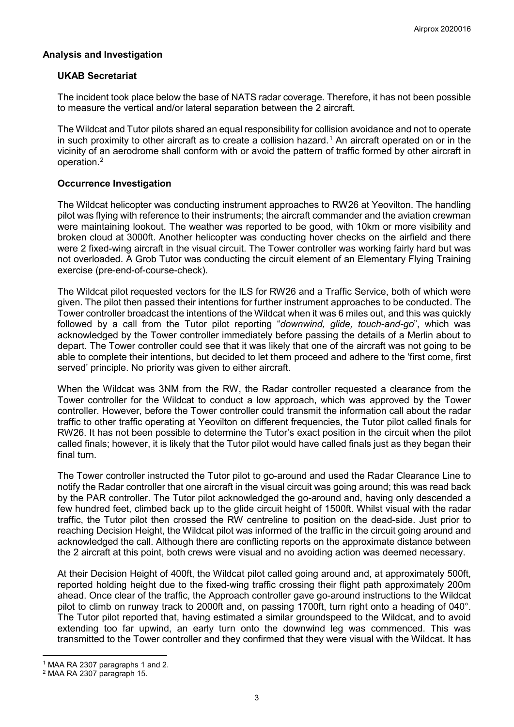## Analysis and Investigation

### UKAB Secretariat

The incident took place below the base of NATS radar coverage. Therefore, it has not been possible to measure the vertical and/or lateral separation between the 2 aircraft.

The Wildcat and Tutor pilots shared an equal responsibility for collision avoidance and not to operate in such proximity to other aircraft as to create a collision hazard.[1] An aircraft operated on or in the vicinity of an aerodrome shall conform with or avoid the pattern of traffic formed by other aircraft in operation.[2]

### Occurrence Investigation

The Wildcat helicopter was conducting instrument approaches to RW26 at Yeovilton. The handling pilot was flying with reference to their instruments; the aircraft commander and the aviation crewman were maintaining lookout. The weather was reported to be good, with 10km or more visibility and broken cloud at 3000ft. Another helicopter was conducting hover checks on the airfield and there were 2 fixed-wing aircraft in the visual circuit. The Tower controller was working fairly hard but was not overloaded. A Grob Tutor was conducting the circuit element of an Elementary Flying Training exercise (pre-end-of-course-check).

The Wildcat pilot requested vectors for the ILS for RW26 and a Traffic Service, both of which were given. The pilot then passed their intentions for further instrument approaches to be conducted. The Tower controller broadcast the intentions of the Wildcat when it was 6 miles out, and this was quickly followed by a call from the Tutor pilot reporting "*downwind, glide, touch-and-go*", which was acknowledged by the Tower controller immediately before passing the details of a Merlin about to depart. The Tower controller could see that it was likely that one of the aircraft was not going to be able to complete their intentions, but decided to let them proceed and adhere to the 'first come, first served' principle. No priority was given to either aircraft.

When the Wildcat was 3NM from the RW, the Radar controller requested a clearance from the Tower controller for the Wildcat to conduct a low approach, which was approved by the Tower controller. However, before the Tower controller could transmit the information call about the radar traffic to other traffic operating at Yeovilton on different frequencies, the Tutor pilot called finals for RW26. It has not been possible to determine the Tutor's exact position in the circuit when the pilot called finals; however, it is likely that the Tutor pilot would have called finals just as they began their final turn.

The Tower controller instructed the Tutor pilot to go-around and used the Radar Clearance Line to notify the Radar controller that one aircraft in the visual circuit was going around; this was read back by the PAR controller. The Tutor pilot acknowledged the go-around and, having only descended a few hundred feet, climbed back up to the glide circuit height of 1500ft. Whilst visual with the radar traffic, the Tutor pilot then crossed the RW centreline to position on the dead-side. Just prior to reaching Decision Height, the Wildcat pilot was informed of the traffic in the circuit going around and acknowledged the call. Although there are conflicting reports on the approximate distance between the 2 aircraft at this point, both crews were visual and no avoiding action was deemed necessary.

At their Decision Height of 400ft, the Wildcat pilot called going around and, at approximately 500ft, reported holding height due to the fixed-wing traffic crossing their flight path approximately 200m ahead. Once clear of the traffic, the Approach controller gave go-around instructions to the Wildcat pilot to climb on runway track to 2000ft and, on passing 1700ft, turn right onto a heading of 040°. The Tutor pilot reported that, having estimated a similar groundspeed to the Wildcat, and to avoid extending too far upwind, an early turn onto the downwind leg was commenced. This was transmitted to the Tower controller and they confirmed that they were visual with the Wildcat. It has

---

[1] MAA RA 2307 paragraphs 1 and 2.

[2] MAA RA 2307 paragraph 15.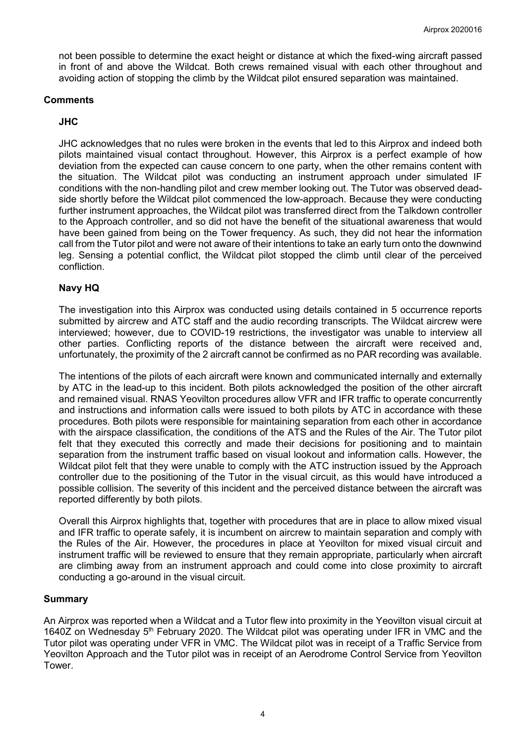not been possible to determine the exact height or distance at which the fixed-wing aircraft passed in front of and above the Wildcat. Both crews remained visual with each other throughout and avoiding action of stopping the climb by the Wildcat pilot ensured separation was maintained.

## Comments

### JHC

JHC acknowledges that no rules were broken in the events that led to this Airprox and indeed both pilots maintained visual contact throughout. However, this Airprox is a perfect example of how deviation from the expected can cause concern to one party, when the other remains content with the situation. The Wildcat pilot was conducting an instrument approach under simulated IF conditions with the non-handling pilot and crew member looking out. The Tutor was observed dead-side shortly before the Wildcat pilot commenced the low-approach. Because they were conducting further instrument approaches, the Wildcat pilot was transferred direct from the Talkdown controller to the Approach controller, and so did not have the benefit of the situational awareness that would have been gained from being on the Tower frequency. As such, they did not hear the information call from the Tutor pilot and were not aware of their intentions to take an early turn onto the downwind leg. Sensing a potential conflict, the Wildcat pilot stopped the climb until clear of the perceived confliction.

### Navy HQ

The investigation into this Airprox was conducted using details contained in 5 occurrence reports submitted by aircrew and ATC staff and the audio recording transcripts. The Wildcat aircrew were interviewed; however, due to COVID-19 restrictions, the investigator was unable to interview all other parties. Conflicting reports of the distance between the aircraft were received and, unfortunately, the proximity of the 2 aircraft cannot be confirmed as no PAR recording was available.

The intentions of the pilots of each aircraft were known and communicated internally and externally by ATC in the lead-up to this incident. Both pilots acknowledged the position of the other aircraft and remained visual. RNAS Yeovilton procedures allow VFR and IFR traffic to operate concurrently and instructions and information calls were issued to both pilots by ATC in accordance with these procedures. Both pilots were responsible for maintaining separation from each other in accordance with the airspace classification, the conditions of the ATS and the Rules of the Air. The Tutor pilot felt that they executed this correctly and made their decisions for positioning and to maintain separation from the instrument traffic based on visual lookout and information calls. However, the Wildcat pilot felt that they were unable to comply with the ATC instruction issued by the Approach controller due to the positioning of the Tutor in the visual circuit, as this would have introduced a possible collision. The severity of this incident and the perceived distance between the aircraft was reported differently by both pilots.

Overall this Airprox highlights that, together with procedures that are in place to allow mixed visual and IFR traffic to operate safely, it is incumbent on aircrew to maintain separation and comply with the Rules of the Air. However, the procedures in place at Yeovilton for mixed visual circuit and instrument traffic will be reviewed to ensure that they remain appropriate, particularly when aircraft are climbing away from an instrument approach and could come into close proximity to aircraft conducting a go-around in the visual circuit.

## Summary

An Airprox was reported when a Wildcat and a Tutor flew into proximity in the Yeovilton visual circuit at 1640Z on Wednesday 5th February 2020. The Wildcat pilot was operating under IFR in VMC and the Tutor pilot was operating under VFR in VMC. The Wildcat pilot was in receipt of a Traffic Service from Yeovilton Approach and the Tutor pilot was in receipt of an Aerodrome Control Service from Yeovilton Tower.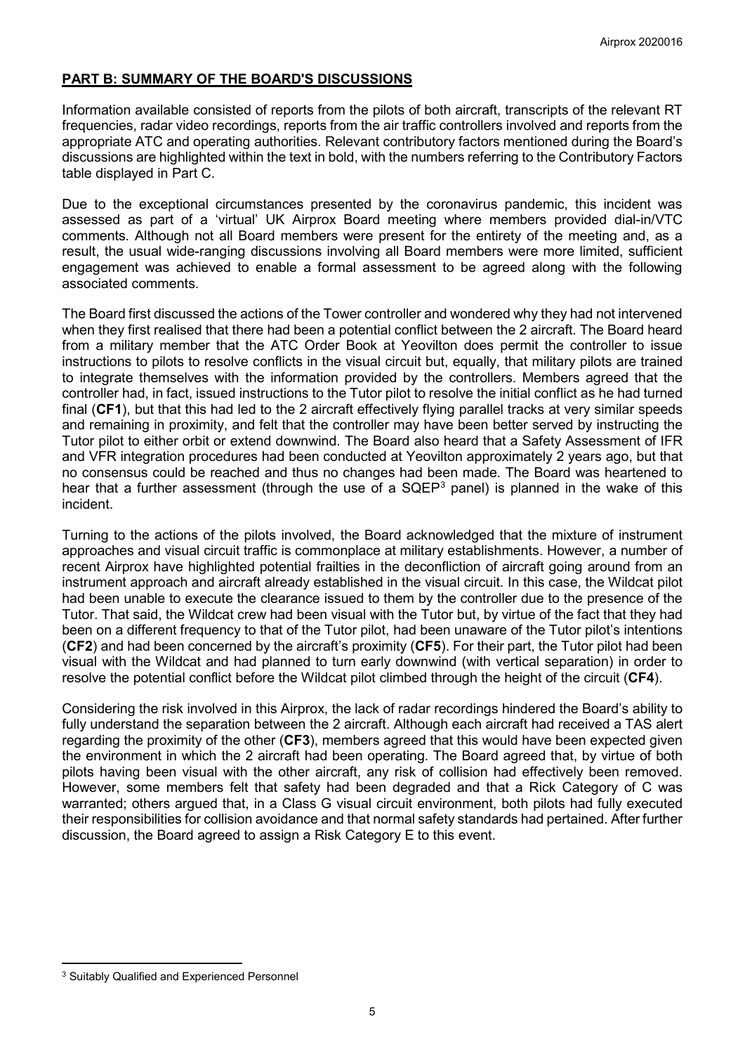## PART B: SUMMARY OF THE BOARD'S DISCUSSIONS

Information available consisted of reports from the pilots of both aircraft, transcripts of the relevant RT frequencies, radar video recordings, reports from the air traffic controllers involved and reports from the appropriate ATC and operating authorities. Relevant contributory factors mentioned during the Board's discussions are highlighted within the text in bold, with the numbers referring to the Contributory Factors table displayed in Part C.

Due to the exceptional circumstances presented by the coronavirus pandemic, this incident was assessed as part of a 'virtual' UK Airprox Board meeting where members provided dial-in/VTC comments. Although not all Board members were present for the entirety of the meeting and, as a result, the usual wide-ranging discussions involving all Board members were more limited, sufficient engagement was achieved to enable a formal assessment to be agreed along with the following associated comments.

The Board first discussed the actions of the Tower controller and wondered why they had not intervened when they first realised that there had been a potential conflict between the 2 aircraft. The Board heard from a military member that the ATC Order Book at Yeovilton does permit the controller to issue instructions to pilots to resolve conflicts in the visual circuit but, equally, that military pilots are trained to integrate themselves with the information provided by the controllers. Members agreed that the controller had, in fact, issued instructions to the Tutor pilot to resolve the initial conflict as he had turned final (**CF1**), but that this had led to the 2 aircraft effectively flying parallel tracks at very similar speeds and remaining in proximity, and felt that the controller may have been better served by instructing the Tutor pilot to either orbit or extend downwind. The Board also heard that a Safety Assessment of IFR and VFR integration procedures had been conducted at Yeovilton approximately 2 years ago, but that no consensus could be reached and thus no changes had been made. The Board was heartened to hear that a further assessment (through the use of a SQEP[3] panel) is planned in the wake of this incident.

Turning to the actions of the pilots involved, the Board acknowledged that the mixture of instrument approaches and visual circuit traffic is commonplace at military establishments. However, a number of recent Airprox have highlighted potential frailties in the deconfliction of aircraft going around from an instrument approach and aircraft already established in the visual circuit. In this case, the Wildcat pilot had been unable to execute the clearance issued to them by the controller due to the presence of the Tutor. That said, the Wildcat crew had been visual with the Tutor but, by virtue of the fact that they had been on a different frequency to that of the Tutor pilot, had been unaware of the Tutor pilot's intentions (**CF2**) and had been concerned by the aircraft's proximity (**CF5**). For their part, the Tutor pilot had been visual with the Wildcat and had planned to turn early downwind (with vertical separation) in order to resolve the potential conflict before the Wildcat pilot climbed through the height of the circuit (**CF4**).

Considering the risk involved in this Airprox, the lack of radar recordings hindered the Board's ability to fully understand the separation between the 2 aircraft. Although each aircraft had received a TAS alert regarding the proximity of the other (**CF3**), members agreed that this would have been expected given the environment in which the 2 aircraft had been operating. The Board agreed that, by virtue of both pilots having been visual with the other aircraft, any risk of collision had effectively been removed. However, some members felt that safety had been degraded and that a Rick Category of C was warranted; others argued that, in a Class G visual circuit environment, both pilots had fully executed their responsibilities for collision avoidance and that normal safety standards had pertained. After further discussion, the Board agreed to assign a Risk Category E to this event.

---

[3] Suitably Qualified and Experienced Personnel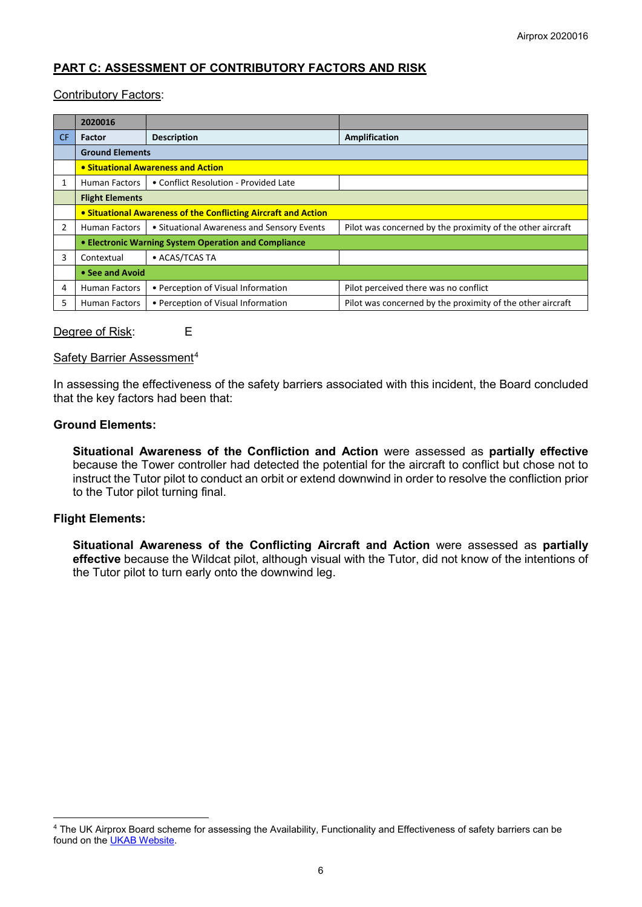## PART C: ASSESSMENT OF CONTRIBUTORY FACTORS AND RISK

Contributory Factors:

| | 2020016 | | |
|---|---|---|---|
| CF | Factor | Description | Amplification |
| | **Ground Elements** | | |
| | **• Situational Awareness and Action** | | |
| 1 | Human Factors | • Conflict Resolution - Provided Late | |
| | **Flight Elements** | | |
| | **• Situational Awareness of the Conflicting Aircraft and Action** | | |
| 2 | Human Factors | • Situational Awareness and Sensory Events | Pilot was concerned by the proximity of the other aircraft |
| | **• Electronic Warning System Operation and Compliance** | | |
| 3 | Contextual | • ACAS/TCAS TA | |
| | **• See and Avoid** | | |
| 4 | Human Factors | • Perception of Visual Information | Pilot perceived there was no conflict |
| 5 | Human Factors | • Perception of Visual Information | Pilot was concerned by the proximity of the other aircraft |

Degree of Risk: E

Safety Barrier Assessment[4]

In assessing the effectiveness of the safety barriers associated with this incident, the Board concluded that the key factors had been that:

**Ground Elements:**

**Situational Awareness of the Confliction and Action** were assessed as **partially effective** because the Tower controller had detected the potential for the aircraft to conflict but chose not to instruct the Tutor pilot to conduct an orbit or extend downwind in order to resolve the confliction prior to the Tutor pilot turning final.

**Flight Elements:**

**Situational Awareness of the Conflicting Aircraft and Action** were assessed as **partially effective** because the Wildcat pilot, although visual with the Tutor, did not know of the intentions of the Tutor pilot to turn early onto the downwind leg.

---

[4] The UK Airprox Board scheme for assessing the Availability, Functionality and Effectiveness of safety barriers can be found on the UKAB Website.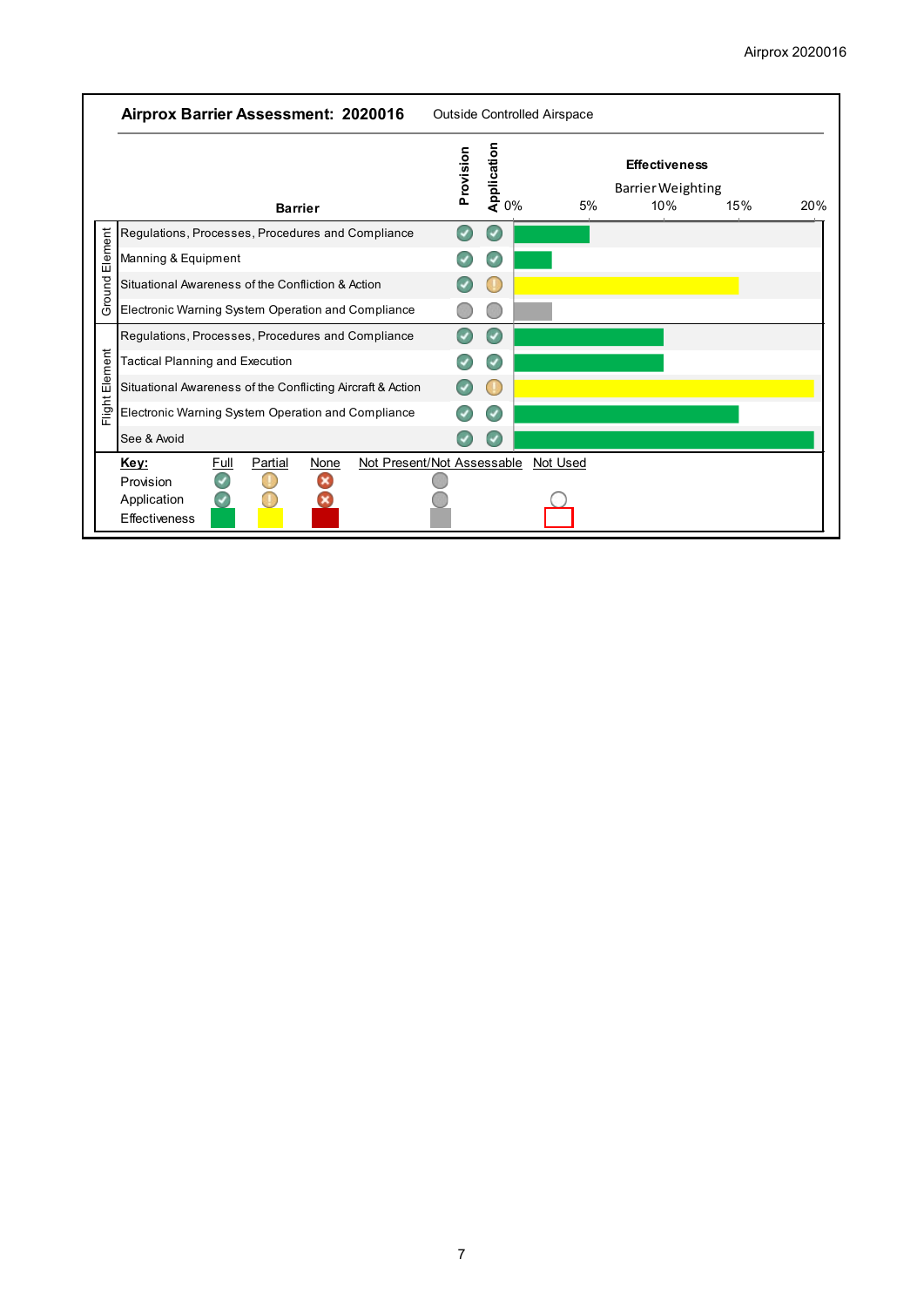**Airprox Barrier Assessment: 2020016** Outside Controlled Airspace

| | Barrier | Provision | Application |
|---|---|---|---|
| Ground Element | Regulations, Processes, Procedures and Compliance | Full | Full |
| | Manning & Equipment | Full | Full |
| | Situational Awareness of the Confliction & Action | Full | Partial |
| | Electronic Warning System Operation and Compliance | Not Present/Not Assessable | Not Present/Not Assessable |
| Flight Element | Regulations, Processes, Procedures and Compliance | Full | Full |
| | Tactical Planning and Execution | Full | Full |
| | Situational Awareness of the Conflicting Aircraft & Action | Full | Partial |
| | Electronic Warning System Operation and Compliance | Full | Full |
| | See & Avoid | Full | Full |

Effectiveness

Barrier Weighting

0%
5%
10%
15%
20%

**Key:** Full, Partial, None, Not Present/Not Assessable, Not Used

Provision

Application

Effectiveness